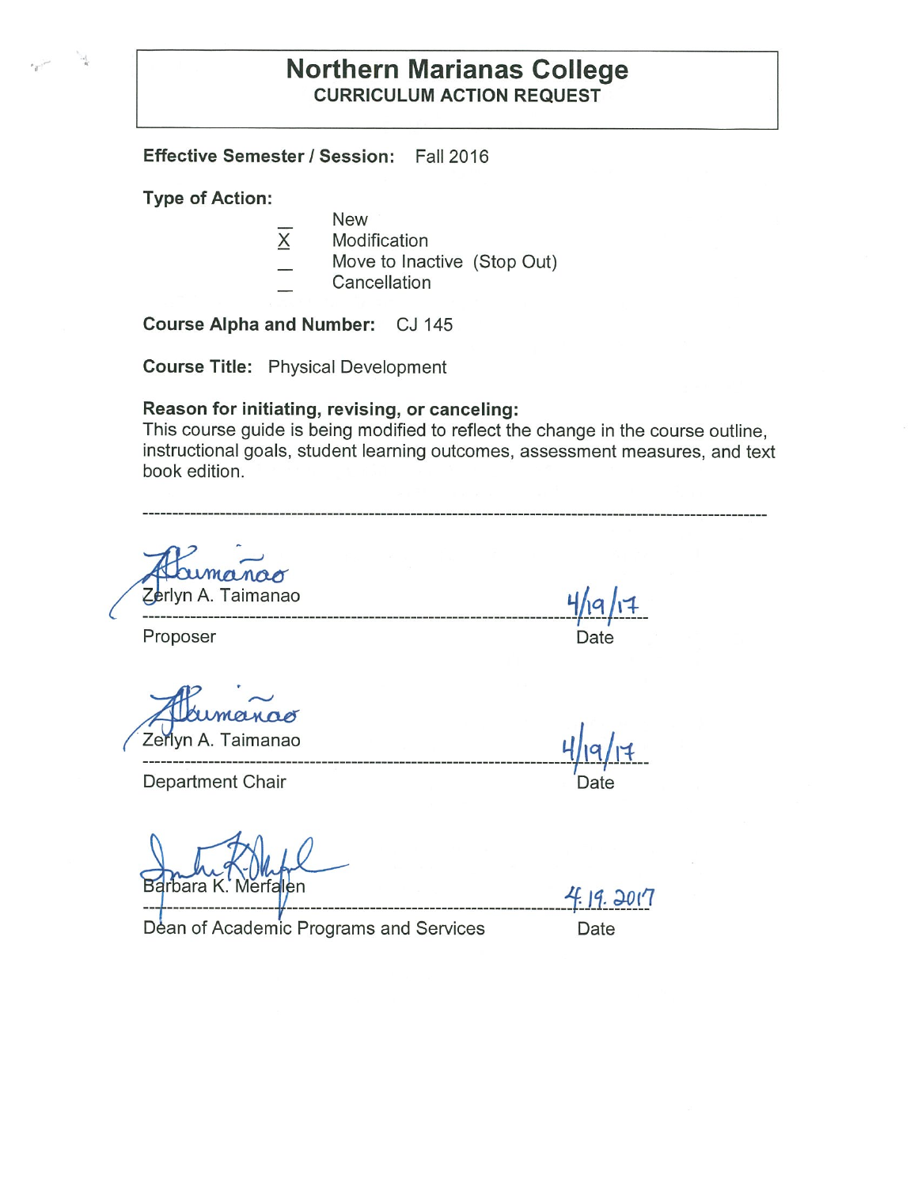# Northern Marianas College

## CURRICULUM ACTION REQUEST

**Effective Semester / Session:** Fall 2016

**Type of Action:**

- \_ New
- X Modification
- \_ Move to Inactive (Stop Out)
- \_ Cancellation

**Course Alpha and Number:** CJ 145

**Course Title:** Physical Development

**Reason for initiating, revising, or canceling:**
This course guide is being modified to reflect the change in the course outline, instructional goals, student learning outcomes, assessment measures, and text book edition.

---

Zerlyn A. Taimanao — 4/19/17
Proposer — Date

Zerlyn A. Taimanao — 4/19/17
Department Chair — Date

Barbara K. Merfalen — 4.19.2017
Dean of Academic Programs and Services — Date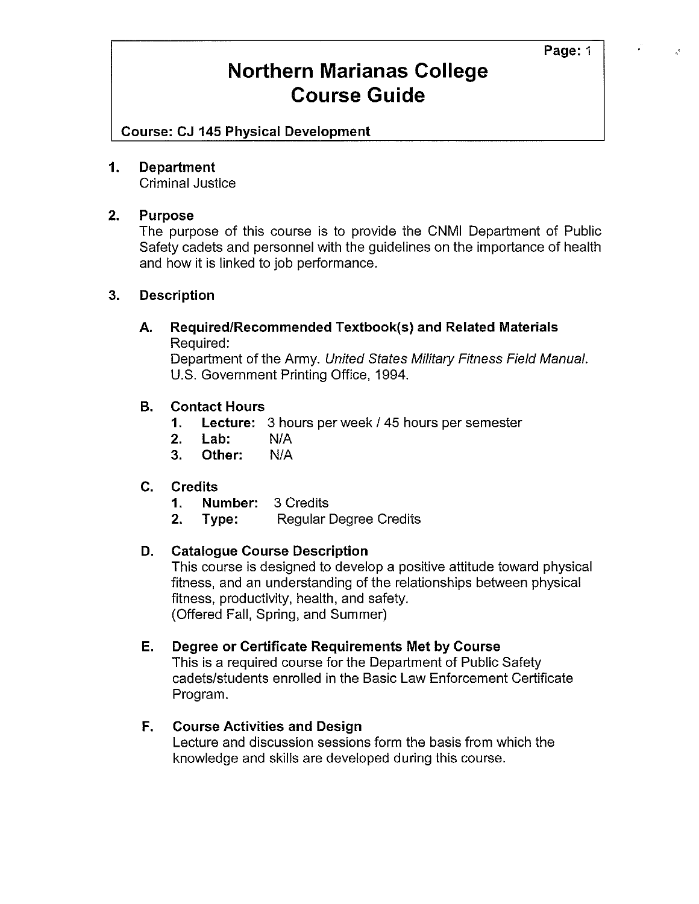# Northern Marianas College Course Guide

**Course: CJ 145 Physical Development**

1. **Department**

   Criminal Justice

2. **Purpose**

   The purpose of this course is to provide the CNMI Department of Public Safety cadets and personnel with the guidelines on the importance of health and how it is linked to job performance.

3. **Description**

   **A. Required/Recommended Textbook(s) and Related Materials**

   Required:

   Department of the Army. *United States Military Fitness Field Manual.* U.S. Government Printing Office, 1994.

   **B. Contact Hours**

   1. **Lecture:** 3 hours per week / 45 hours per semester
   2. **Lab:** N/A
   3. **Other:** N/A

   **C. Credits**

   1. **Number:** 3 Credits
   2. **Type:** Regular Degree Credits

   **D. Catalogue Course Description**

   This course is designed to develop a positive attitude toward physical fitness, and an understanding of the relationships between physical fitness, productivity, health, and safety.
   (Offered Fall, Spring, and Summer)

   **E. Degree or Certificate Requirements Met by Course**

   This is a required course for the Department of Public Safety cadets/students enrolled in the Basic Law Enforcement Certificate Program.

   **F. Course Activities and Design**

   Lecture and discussion sessions form the basis from which the knowledge and skills are developed during this course.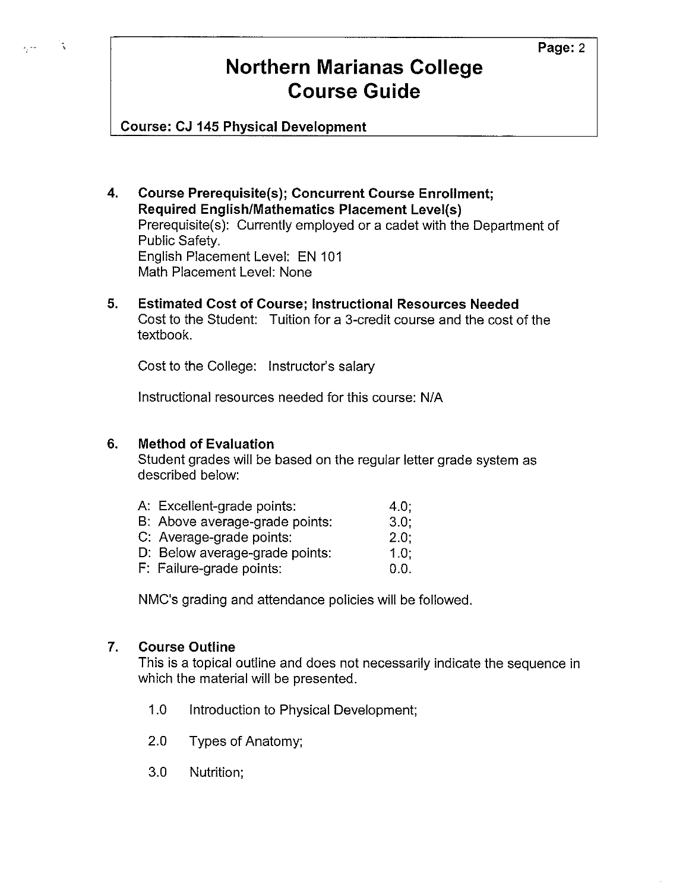4. **Course Prerequisite(s); Concurrent Course Enrollment; Required English/Mathematics Placement Level(s)**

   Prerequisite(s): Currently employed or a cadet with the Department of Public Safety.
   English Placement Level: EN 101
   Math Placement Level: None

5. **Estimated Cost of Course; Instructional Resources Needed**

   Cost to the Student: Tuition for a 3-credit course and the cost of the textbook.

   Cost to the College: Instructor's salary

   Instructional resources needed for this course: N/A

6. **Method of Evaluation**

   Student grades will be based on the regular letter grade system as described below:

   | | |
   |---|---|
   | A: Excellent-grade points: | 4.0; |
   | B: Above average-grade points: | 3.0; |
   | C: Average-grade points: | 2.0; |
   | D: Below average-grade points: | 1.0; |
   | F: Failure-grade points: | 0.0. |

   NMC's grading and attendance policies will be followed.

7. **Course Outline**

   This is a topical outline and does not necessarily indicate the sequence in which the material will be presented.

   1.0 Introduction to Physical Development;

   2.0 Types of Anatomy;

   3.0 Nutrition;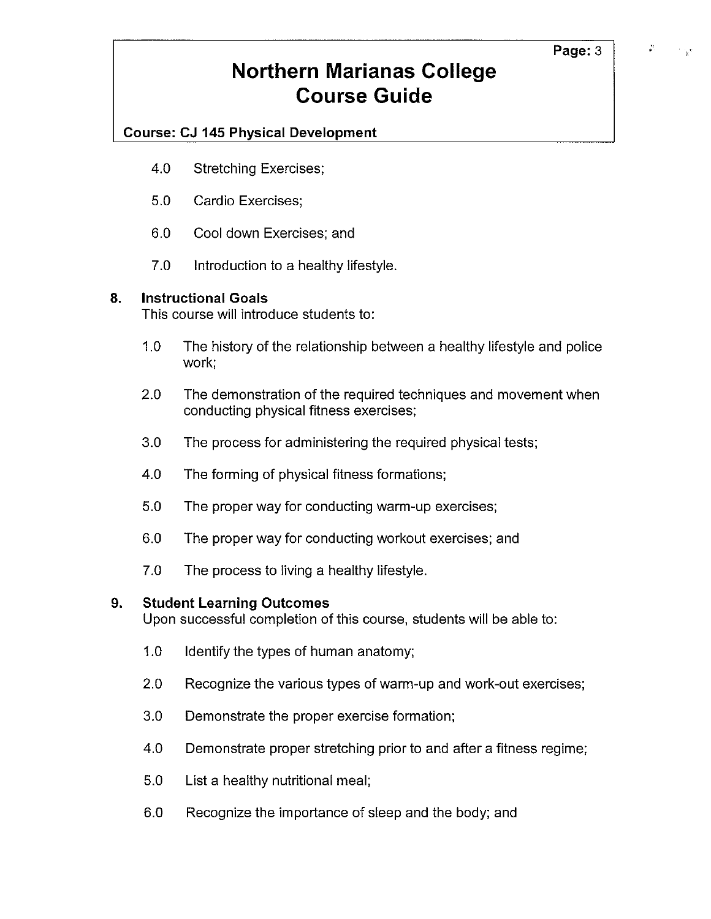4.0 Stretching Exercises;

5.0 Cardio Exercises;

6.0 Cool down Exercises; and

7.0 Introduction to a healthy lifestyle.

## 8. Instructional Goals

This course will introduce students to:

1.0 The history of the relationship between a healthy lifestyle and police work;

2.0 The demonstration of the required techniques and movement when conducting physical fitness exercises;

3.0 The process for administering the required physical tests;

4.0 The forming of physical fitness formations;

5.0 The proper way for conducting warm-up exercises;

6.0 The proper way for conducting workout exercises; and

7.0 The process to living a healthy lifestyle.

## 9. Student Learning Outcomes

Upon successful completion of this course, students will be able to:

1.0 Identify the types of human anatomy;

2.0 Recognize the various types of warm-up and work-out exercises;

3.0 Demonstrate the proper exercise formation;

4.0 Demonstrate proper stretching prior to and after a fitness regime;

5.0 List a healthy nutritional meal;

6.0 Recognize the importance of sleep and the body; and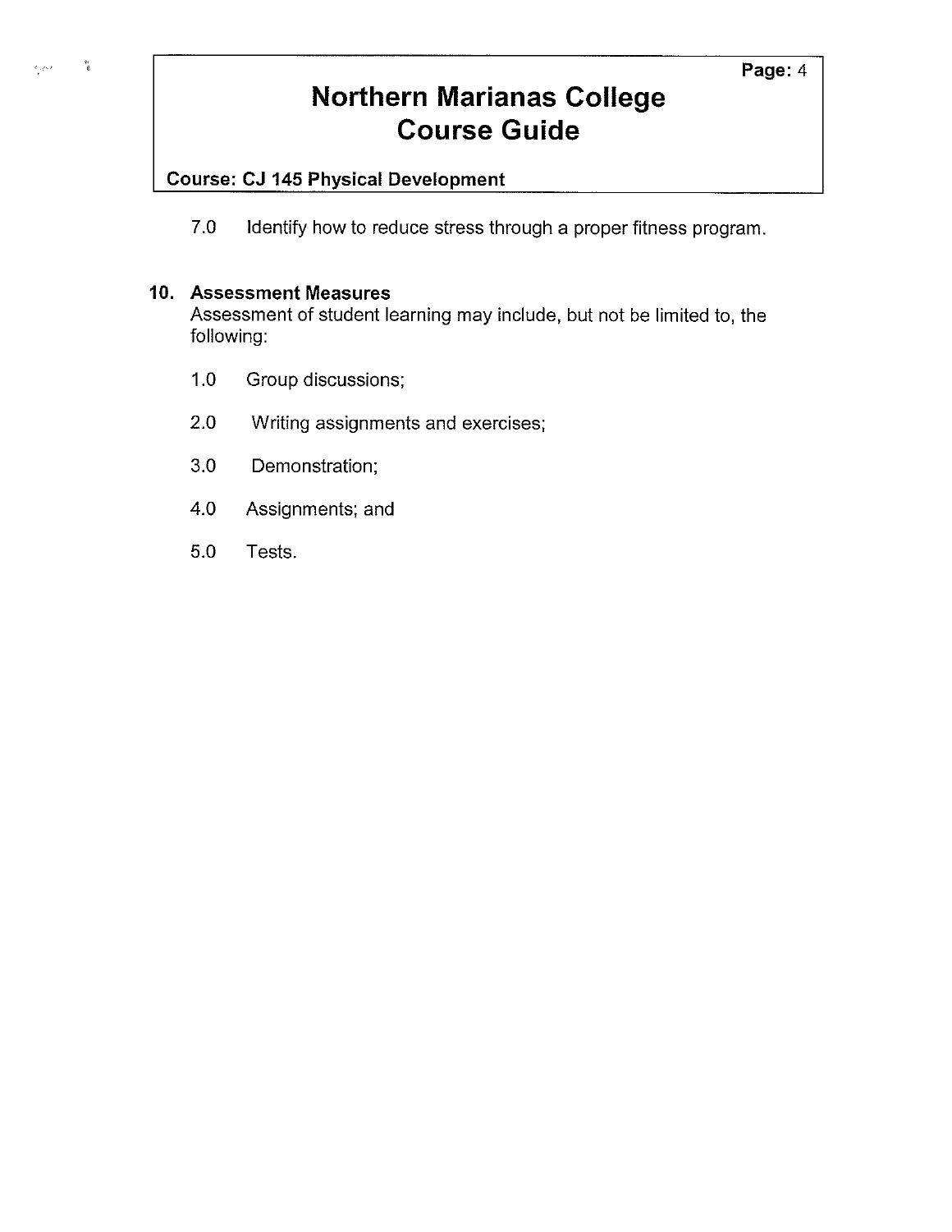7.0 Identify how to reduce stress through a proper fitness program.

## 10. Assessment Measures

Assessment of student learning may include, but not be limited to, the following:

1.0 Group discussions;

2.0 Writing assignments and exercises;

3.0 Demonstration;

4.0 Assignments; and

5.0 Tests.